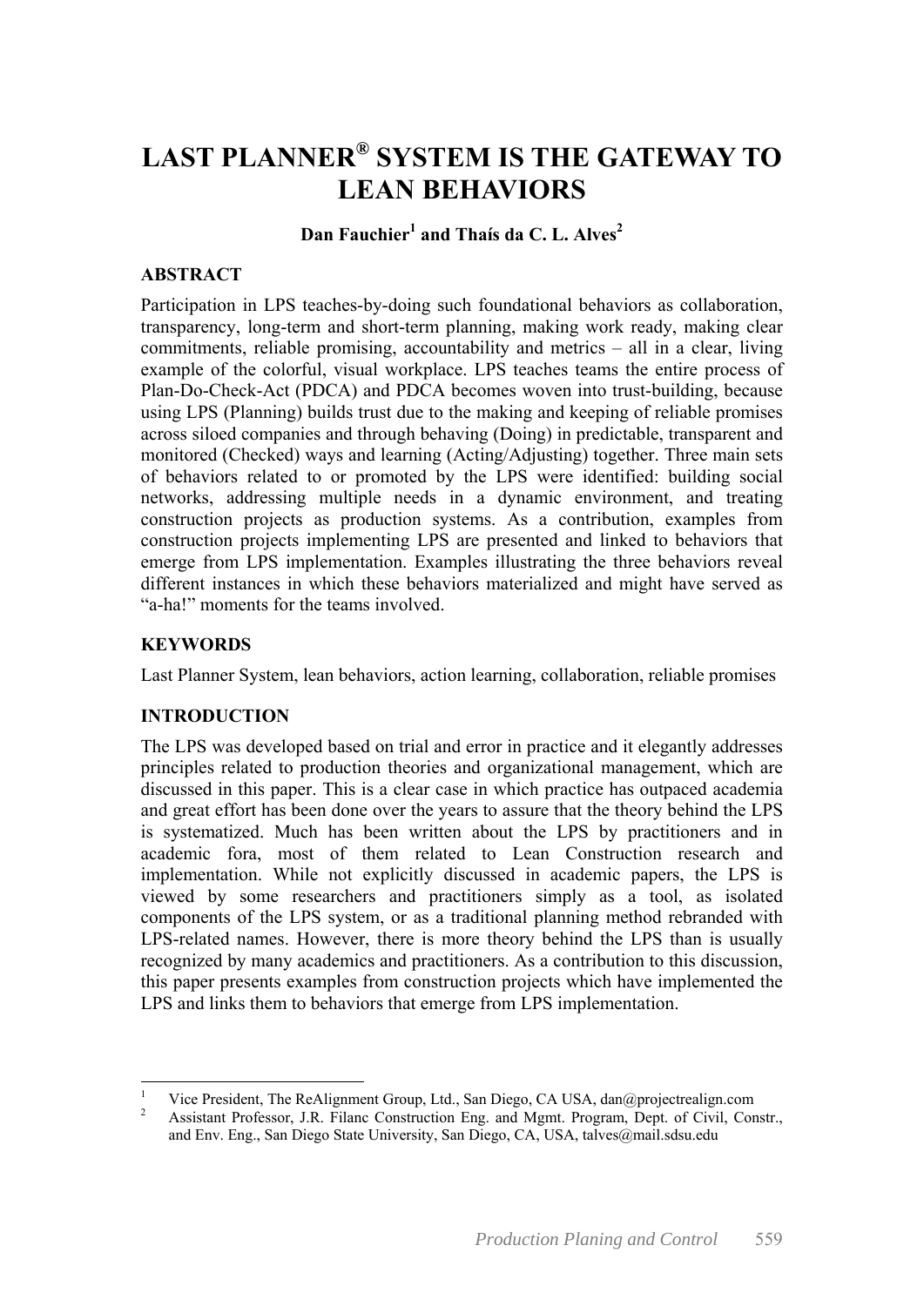# LAST PLANNER® SYSTEM IS THE GATEWAY TO LEAN BEHAVIORS

**Dan Fauchier[1] and Thaís da C. L. Alves[2]**

## ABSTRACT

Participation in LPS teaches-by-doing such foundational behaviors as collaboration, transparency, long-term and short-term planning, making work ready, making clear commitments, reliable promising, accountability and metrics – all in a clear, living example of the colorful, visual workplace. LPS teaches teams the entire process of Plan-Do-Check-Act (PDCA) and PDCA becomes woven into trust-building, because using LPS (Planning) builds trust due to the making and keeping of reliable promises across siloed companies and through behaving (Doing) in predictable, transparent and monitored (Checked) ways and learning (Acting/Adjusting) together. Three main sets of behaviors related to or promoted by the LPS were identified: building social networks, addressing multiple needs in a dynamic environment, and treating construction projects as production systems. As a contribution, examples from construction projects implementing LPS are presented and linked to behaviors that emerge from LPS implementation. Examples illustrating the three behaviors reveal different instances in which these behaviors materialized and might have served as "a-ha!" moments for the teams involved.

## KEYWORDS

Last Planner System, lean behaviors, action learning, collaboration, reliable promises

## INTRODUCTION

The LPS was developed based on trial and error in practice and it elegantly addresses principles related to production theories and organizational management, which are discussed in this paper. This is a clear case in which practice has outpaced academia and great effort has been done over the years to assure that the theory behind the LPS is systematized. Much has been written about the LPS by practitioners and in academic fora, most of them related to Lean Construction research and implementation. While not explicitly discussed in academic papers, the LPS is viewed by some researchers and practitioners simply as a tool, as isolated components of the LPS system, or as a traditional planning method rebranded with LPS-related names. However, there is more theory behind the LPS than is usually recognized by many academics and practitioners. As a contribution to this discussion, this paper presents examples from construction projects which have implemented the LPS and links them to behaviors that emerge from LPS implementation.

---

[1] Vice President, The ReAlignment Group, Ltd., San Diego, CA USA, dan@projectrealign.com

[2] Assistant Professor, J.R. Filanc Construction Eng. and Mgmt. Program, Dept. of Civil, Constr., and Env. Eng., San Diego State University, San Diego, CA, USA, talves@mail.sdsu.edu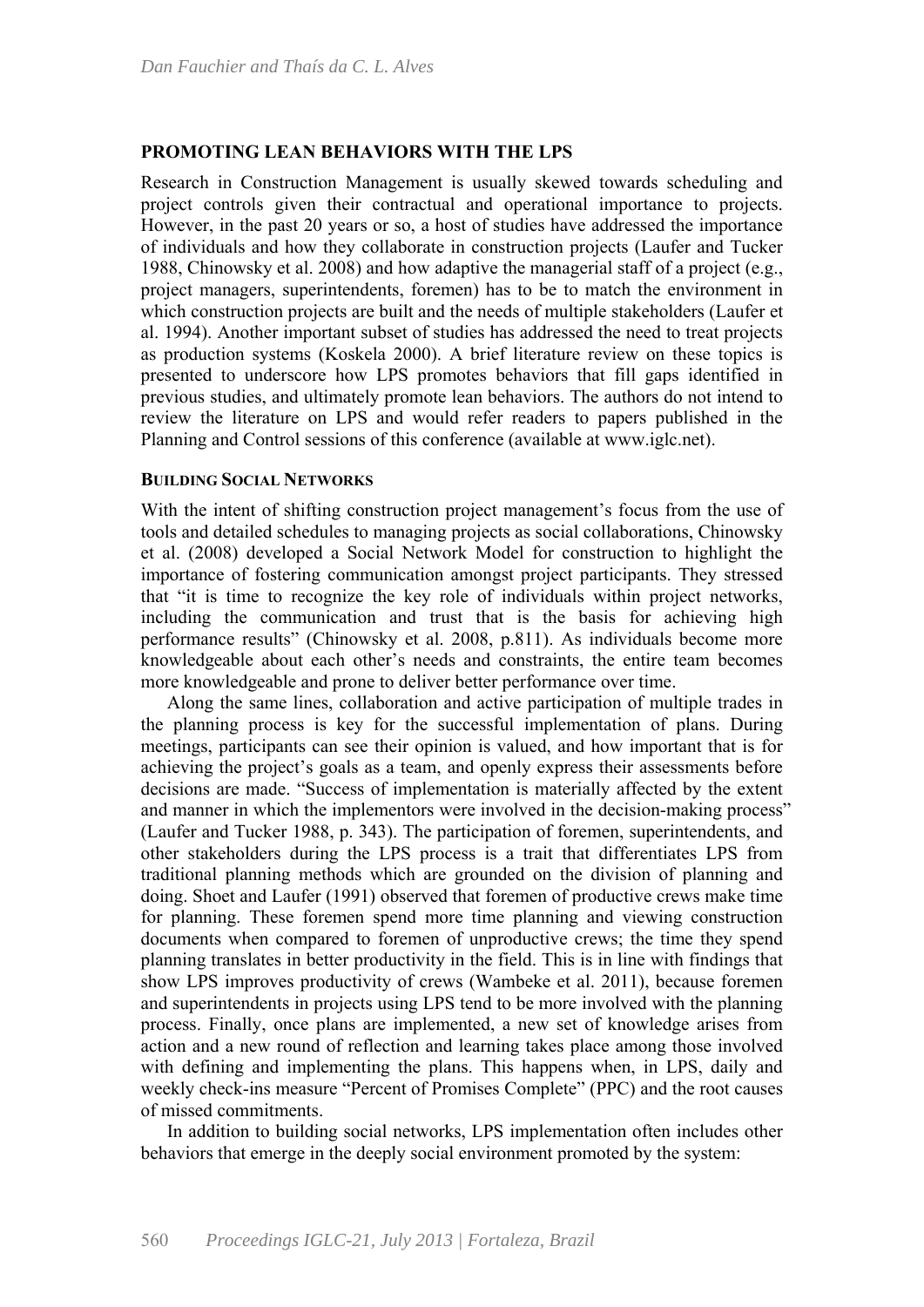## PROMOTING LEAN BEHAVIORS WITH THE LPS

Research in Construction Management is usually skewed towards scheduling and project controls given their contractual and operational importance to projects. However, in the past 20 years or so, a host of studies have addressed the importance of individuals and how they collaborate in construction projects (Laufer and Tucker 1988, Chinowsky et al. 2008) and how adaptive the managerial staff of a project (e.g., project managers, superintendents, foremen) has to be to match the environment in which construction projects are built and the needs of multiple stakeholders (Laufer et al. 1994). Another important subset of studies has addressed the need to treat projects as production systems (Koskela 2000). A brief literature review on these topics is presented to underscore how LPS promotes behaviors that fill gaps identified in previous studies, and ultimately promote lean behaviors. The authors do not intend to review the literature on LPS and would refer readers to papers published in the Planning and Control sessions of this conference (available at www.iglc.net).

### BUILDING SOCIAL NETWORKS

With the intent of shifting construction project management's focus from the use of tools and detailed schedules to managing projects as social collaborations, Chinowsky et al. (2008) developed a Social Network Model for construction to highlight the importance of fostering communication amongst project participants. They stressed that "it is time to recognize the key role of individuals within project networks, including the communication and trust that is the basis for achieving high performance results" (Chinowsky et al. 2008, p.811). As individuals become more knowledgeable about each other's needs and constraints, the entire team becomes more knowledgeable and prone to deliver better performance over time.

Along the same lines, collaboration and active participation of multiple trades in the planning process is key for the successful implementation of plans. During meetings, participants can see their opinion is valued, and how important that is for achieving the project's goals as a team, and openly express their assessments before decisions are made. "Success of implementation is materially affected by the extent and manner in which the implementors were involved in the decision-making process" (Laufer and Tucker 1988, p. 343). The participation of foremen, superintendents, and other stakeholders during the LPS process is a trait that differentiates LPS from traditional planning methods which are grounded on the division of planning and doing. Shoet and Laufer (1991) observed that foremen of productive crews make time for planning. These foremen spend more time planning and viewing construction documents when compared to foremen of unproductive crews; the time they spend planning translates in better productivity in the field. This is in line with findings that show LPS improves productivity of crews (Wambeke et al. 2011), because foremen and superintendents in projects using LPS tend to be more involved with the planning process. Finally, once plans are implemented, a new set of knowledge arises from action and a new round of reflection and learning takes place among those involved with defining and implementing the plans. This happens when, in LPS, daily and weekly check-ins measure "Percent of Promises Complete" (PPC) and the root causes of missed commitments.

In addition to building social networks, LPS implementation often includes other behaviors that emerge in the deeply social environment promoted by the system: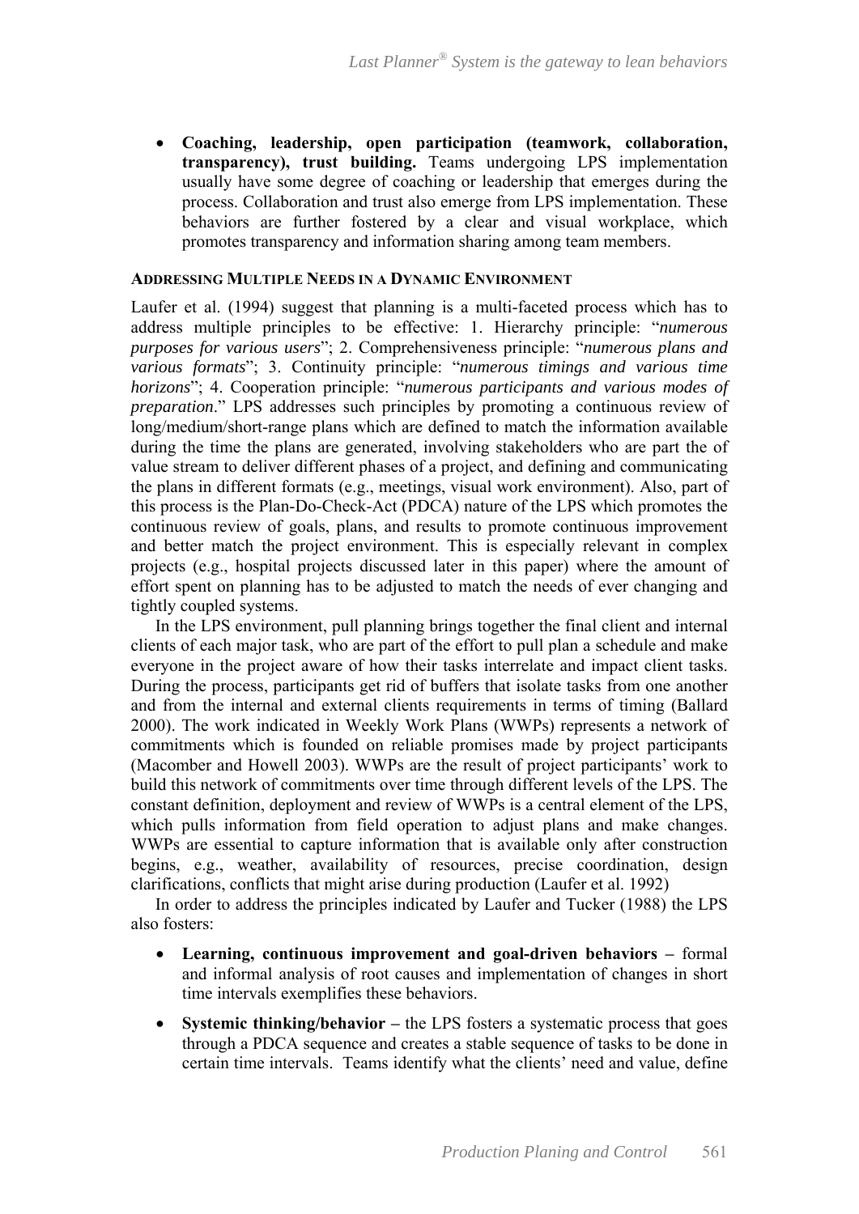- **Coaching, leadership, open participation (teamwork, collaboration, transparency), trust building.** Teams undergoing LPS implementation usually have some degree of coaching or leadership that emerges during the process. Collaboration and trust also emerge from LPS implementation. These behaviors are further fostered by a clear and visual workplace, which promotes transparency and information sharing among team members.

### ADDRESSING MULTIPLE NEEDS IN A DYNAMIC ENVIRONMENT

Laufer et al. (1994) suggest that planning is a multi-faceted process which has to address multiple principles to be effective: 1. Hierarchy principle: "*numerous purposes for various users*"; 2. Comprehensiveness principle: "*numerous plans and various formats*"; 3. Continuity principle: "*numerous timings and various time horizons*"; 4. Cooperation principle: "*numerous participants and various modes of preparation*." LPS addresses such principles by promoting a continuous review of long/medium/short-range plans which are defined to match the information available during the time the plans are generated, involving stakeholders who are part the of value stream to deliver different phases of a project, and defining and communicating the plans in different formats (e.g., meetings, visual work environment). Also, part of this process is the Plan-Do-Check-Act (PDCA) nature of the LPS which promotes the continuous review of goals, plans, and results to promote continuous improvement and better match the project environment. This is especially relevant in complex projects (e.g., hospital projects discussed later in this paper) where the amount of effort spent on planning has to be adjusted to match the needs of ever changing and tightly coupled systems.

In the LPS environment, pull planning brings together the final client and internal clients of each major task, who are part of the effort to pull plan a schedule and make everyone in the project aware of how their tasks interrelate and impact client tasks. During the process, participants get rid of buffers that isolate tasks from one another and from the internal and external clients requirements in terms of timing (Ballard 2000). The work indicated in Weekly Work Plans (WWPs) represents a network of commitments which is founded on reliable promises made by project participants (Macomber and Howell 2003). WWPs are the result of project participants' work to build this network of commitments over time through different levels of the LPS. The constant definition, deployment and review of WWPs is a central element of the LPS, which pulls information from field operation to adjust plans and make changes. WWPs are essential to capture information that is available only after construction begins, e.g., weather, availability of resources, precise coordination, design clarifications, conflicts that might arise during production (Laufer et al. 1992)

In order to address the principles indicated by Laufer and Tucker (1988) the LPS also fosters:

- **Learning, continuous improvement and goal-driven behaviors –** formal and informal analysis of root causes and implementation of changes in short time intervals exemplifies these behaviors.
- **Systemic thinking/behavior –** the LPS fosters a systematic process that goes through a PDCA sequence and creates a stable sequence of tasks to be done in certain time intervals. Teams identify what the clients' need and value, define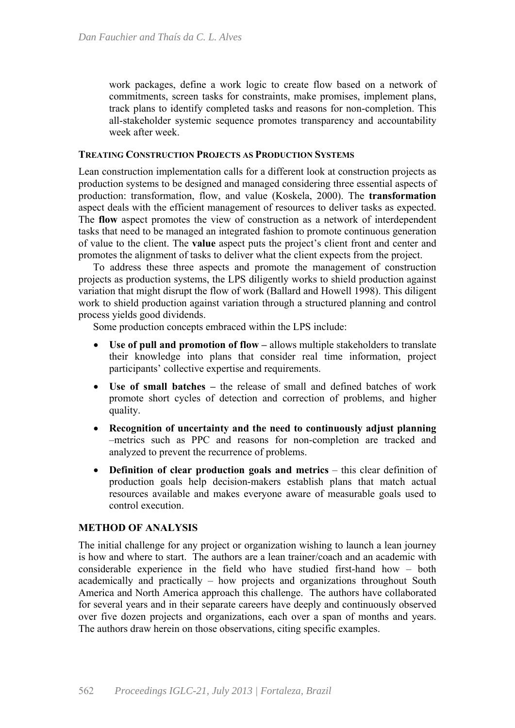work packages, define a work logic to create flow based on a network of commitments, screen tasks for constraints, make promises, implement plans, track plans to identify completed tasks and reasons for non-completion. This all-stakeholder systemic sequence promotes transparency and accountability week after week.

### TREATING CONSTRUCTION PROJECTS AS PRODUCTION SYSTEMS

Lean construction implementation calls for a different look at construction projects as production systems to be designed and managed considering three essential aspects of production: transformation, flow, and value (Koskela, 2000). The **transformation** aspect deals with the efficient management of resources to deliver tasks as expected. The **flow** aspect promotes the view of construction as a network of interdependent tasks that need to be managed an integrated fashion to promote continuous generation of value to the client. The **value** aspect puts the project's client front and center and promotes the alignment of tasks to deliver what the client expects from the project.

To address these three aspects and promote the management of construction projects as production systems, the LPS diligently works to shield production against variation that might disrupt the flow of work (Ballard and Howell 1998). This diligent work to shield production against variation through a structured planning and control process yields good dividends.

Some production concepts embraced within the LPS include:

- **Use of pull and promotion of flow –** allows multiple stakeholders to translate their knowledge into plans that consider real time information, project participants' collective expertise and requirements.
- **Use of small batches –** the release of small and defined batches of work promote short cycles of detection and correction of problems, and higher quality.
- **Recognition of uncertainty and the need to continuously adjust planning** –metrics such as PPC and reasons for non-completion are tracked and analyzed to prevent the recurrence of problems.
- **Definition of clear production goals and metrics** – this clear definition of production goals help decision-makers establish plans that match actual resources available and makes everyone aware of measurable goals used to control execution.

## METHOD OF ANALYSIS

The initial challenge for any project or organization wishing to launch a lean journey is how and where to start. The authors are a lean trainer/coach and an academic with considerable experience in the field who have studied first-hand how – both academically and practically – how projects and organizations throughout South America and North America approach this challenge. The authors have collaborated for several years and in their separate careers have deeply and continuously observed over five dozen projects and organizations, each over a span of months and years. The authors draw herein on those observations, citing specific examples.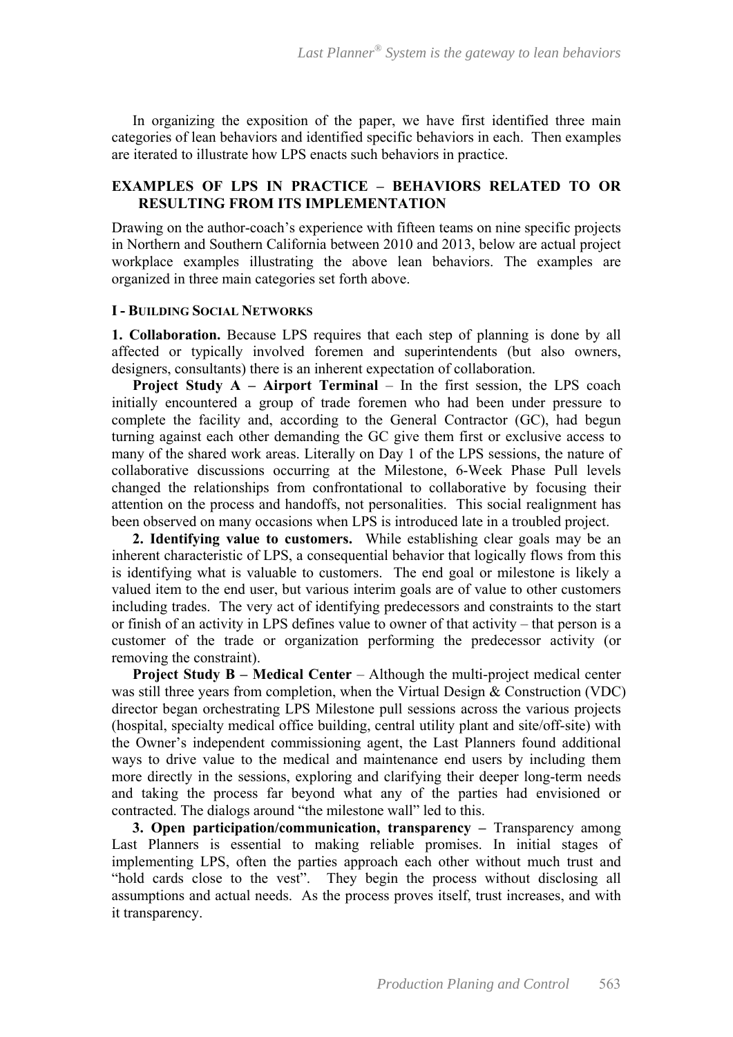In organizing the exposition of the paper, we have first identified three main categories of lean behaviors and identified specific behaviors in each. Then examples are iterated to illustrate how LPS enacts such behaviors in practice.

## EXAMPLES OF LPS IN PRACTICE – BEHAVIORS RELATED TO OR RESULTING FROM ITS IMPLEMENTATION

Drawing on the author-coach's experience with fifteen teams on nine specific projects in Northern and Southern California between 2010 and 2013, below are actual project workplace examples illustrating the above lean behaviors. The examples are organized in three main categories set forth above.

### I - BUILDING SOCIAL NETWORKS

**1. Collaboration.** Because LPS requires that each step of planning is done by all affected or typically involved foremen and superintendents (but also owners, designers, consultants) there is an inherent expectation of collaboration.

**Project Study A – Airport Terminal** – In the first session, the LPS coach initially encountered a group of trade foremen who had been under pressure to complete the facility and, according to the General Contractor (GC), had begun turning against each other demanding the GC give them first or exclusive access to many of the shared work areas. Literally on Day 1 of the LPS sessions, the nature of collaborative discussions occurring at the Milestone, 6-Week Phase Pull levels changed the relationships from confrontational to collaborative by focusing their attention on the process and handoffs, not personalities. This social realignment has been observed on many occasions when LPS is introduced late in a troubled project.

**2. Identifying value to customers.** While establishing clear goals may be an inherent characteristic of LPS, a consequential behavior that logically flows from this is identifying what is valuable to customers. The end goal or milestone is likely a valued item to the end user, but various interim goals are of value to other customers including trades. The very act of identifying predecessors and constraints to the start or finish of an activity in LPS defines value to owner of that activity – that person is a customer of the trade or organization performing the predecessor activity (or removing the constraint).

**Project Study B – Medical Center** – Although the multi-project medical center was still three years from completion, when the Virtual Design & Construction (VDC) director began orchestrating LPS Milestone pull sessions across the various projects (hospital, specialty medical office building, central utility plant and site/off-site) with the Owner's independent commissioning agent, the Last Planners found additional ways to drive value to the medical and maintenance end users by including them more directly in the sessions, exploring and clarifying their deeper long-term needs and taking the process far beyond what any of the parties had envisioned or contracted. The dialogs around "the milestone wall" led to this.

**3. Open participation/communication, transparency –** Transparency among Last Planners is essential to making reliable promises. In initial stages of implementing LPS, often the parties approach each other without much trust and "hold cards close to the vest". They begin the process without disclosing all assumptions and actual needs. As the process proves itself, trust increases, and with it transparency.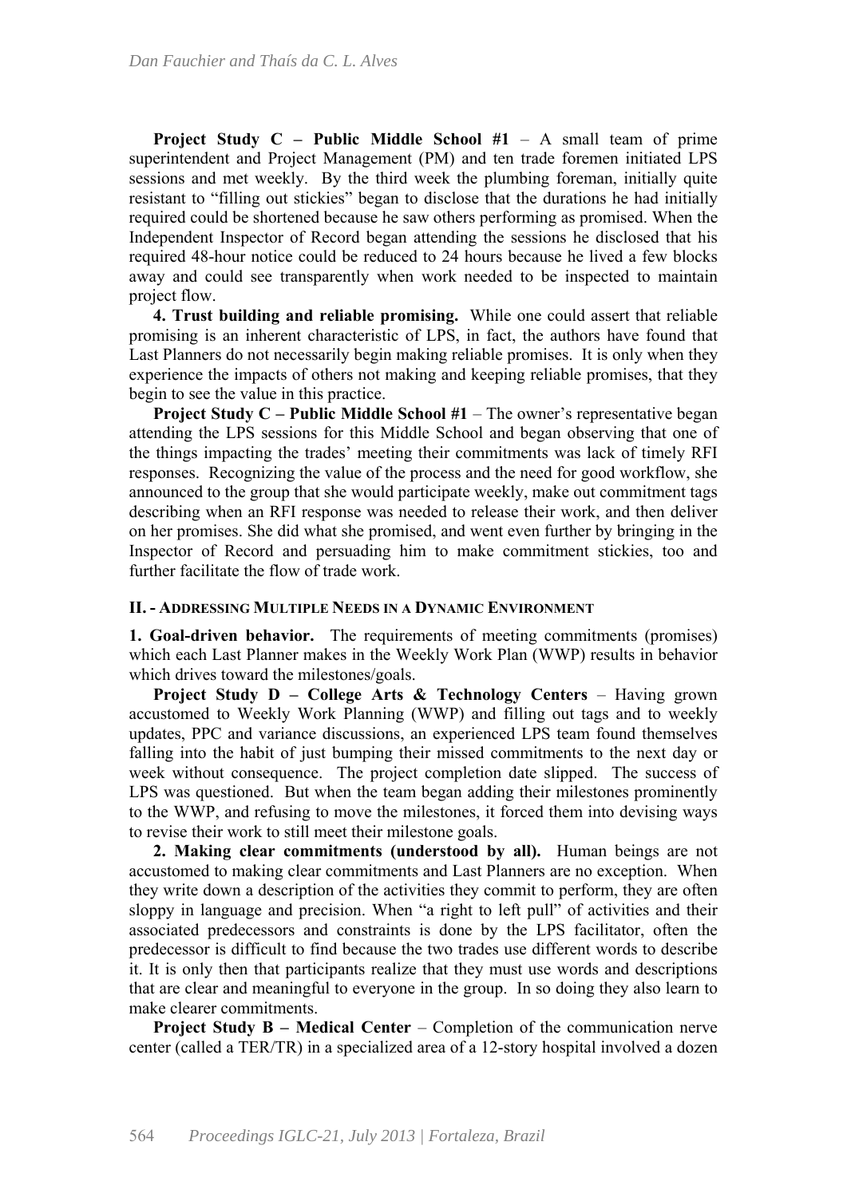**Project Study C – Public Middle School #1** – A small team of prime superintendent and Project Management (PM) and ten trade foremen initiated LPS sessions and met weekly. By the third week the plumbing foreman, initially quite resistant to "filling out stickies" began to disclose that the durations he had initially required could be shortened because he saw others performing as promised. When the Independent Inspector of Record began attending the sessions he disclosed that his required 48-hour notice could be reduced to 24 hours because he lived a few blocks away and could see transparently when work needed to be inspected to maintain project flow.

**4. Trust building and reliable promising.** While one could assert that reliable promising is an inherent characteristic of LPS, in fact, the authors have found that Last Planners do not necessarily begin making reliable promises. It is only when they experience the impacts of others not making and keeping reliable promises, that they begin to see the value in this practice.

**Project Study C – Public Middle School #1** – The owner's representative began attending the LPS sessions for this Middle School and began observing that one of the things impacting the trades' meeting their commitments was lack of timely RFI responses. Recognizing the value of the process and the need for good workflow, she announced to the group that she would participate weekly, make out commitment tags describing when an RFI response was needed to release their work, and then deliver on her promises. She did what she promised, and went even further by bringing in the Inspector of Record and persuading him to make commitment stickies, too and further facilitate the flow of trade work.

### II. - Addressing Multiple Needs in a Dynamic Environment

**1. Goal-driven behavior.** The requirements of meeting commitments (promises) which each Last Planner makes in the Weekly Work Plan (WWP) results in behavior which drives toward the milestones/goals.

**Project Study D – College Arts & Technology Centers** – Having grown accustomed to Weekly Work Planning (WWP) and filling out tags and to weekly updates, PPC and variance discussions, an experienced LPS team found themselves falling into the habit of just bumping their missed commitments to the next day or week without consequence. The project completion date slipped. The success of LPS was questioned. But when the team began adding their milestones prominently to the WWP, and refusing to move the milestones, it forced them into devising ways to revise their work to still meet their milestone goals.

**2. Making clear commitments (understood by all).** Human beings are not accustomed to making clear commitments and Last Planners are no exception. When they write down a description of the activities they commit to perform, they are often sloppy in language and precision. When "a right to left pull" of activities and their associated predecessors and constraints is done by the LPS facilitator, often the predecessor is difficult to find because the two trades use different words to describe it. It is only then that participants realize that they must use words and descriptions that are clear and meaningful to everyone in the group. In so doing they also learn to make clearer commitments.

**Project Study B – Medical Center** – Completion of the communication nerve center (called a TER/TR) in a specialized area of a 12-story hospital involved a dozen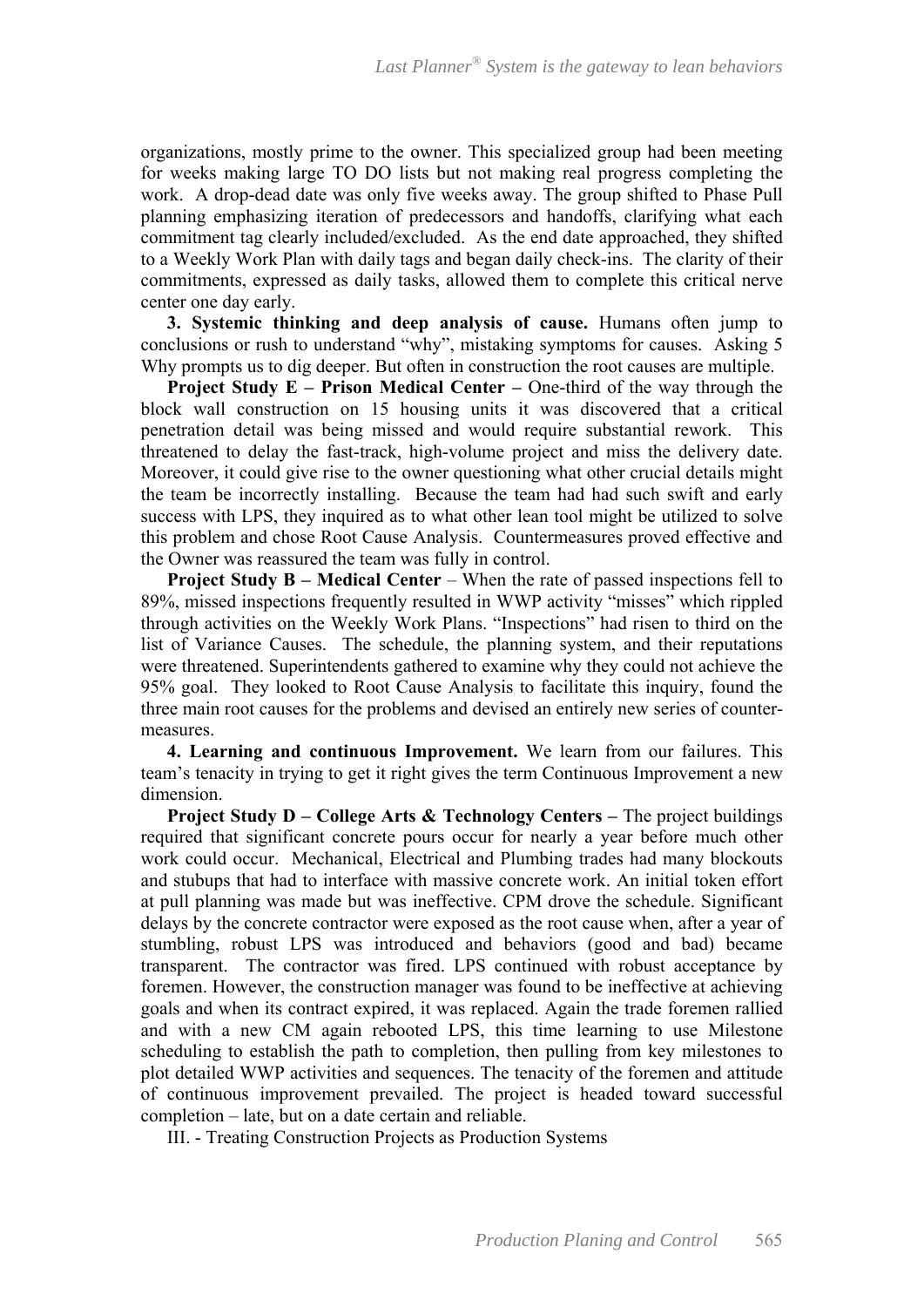organizations, mostly prime to the owner. This specialized group had been meeting for weeks making large TO DO lists but not making real progress completing the work. A drop-dead date was only five weeks away. The group shifted to Phase Pull planning emphasizing iteration of predecessors and handoffs, clarifying what each commitment tag clearly included/excluded. As the end date approached, they shifted to a Weekly Work Plan with daily tags and began daily check-ins. The clarity of their commitments, expressed as daily tasks, allowed them to complete this critical nerve center one day early.

**3. Systemic thinking and deep analysis of cause.** Humans often jump to conclusions or rush to understand "why", mistaking symptoms for causes. Asking 5 Why prompts us to dig deeper. But often in construction the root causes are multiple.

**Project Study E – Prison Medical Center –** One-third of the way through the block wall construction on 15 housing units it was discovered that a critical penetration detail was being missed and would require substantial rework. This threatened to delay the fast-track, high-volume project and miss the delivery date. Moreover, it could give rise to the owner questioning what other crucial details might the team be incorrectly installing. Because the team had had such swift and early success with LPS, they inquired as to what other lean tool might be utilized to solve this problem and chose Root Cause Analysis. Countermeasures proved effective and the Owner was reassured the team was fully in control.

**Project Study B – Medical Center** – When the rate of passed inspections fell to 89%, missed inspections frequently resulted in WWP activity "misses" which rippled through activities on the Weekly Work Plans. "Inspections" had risen to third on the list of Variance Causes. The schedule, the planning system, and their reputations were threatened. Superintendents gathered to examine why they could not achieve the 95% goal. They looked to Root Cause Analysis to facilitate this inquiry, found the three main root causes for the problems and devised an entirely new series of counter-measures.

**4. Learning and continuous Improvement.** We learn from our failures. This team's tenacity in trying to get it right gives the term Continuous Improvement a new dimension.

**Project Study D – College Arts & Technology Centers –** The project buildings required that significant concrete pours occur for nearly a year before much other work could occur. Mechanical, Electrical and Plumbing trades had many blockouts and stubups that had to interface with massive concrete work. An initial token effort at pull planning was made but was ineffective. CPM drove the schedule. Significant delays by the concrete contractor were exposed as the root cause when, after a year of stumbling, robust LPS was introduced and behaviors (good and bad) became transparent. The contractor was fired. LPS continued with robust acceptance by foremen. However, the construction manager was found to be ineffective at achieving goals and when its contract expired, it was replaced. Again the trade foremen rallied and with a new CM again rebooted LPS, this time learning to use Milestone scheduling to establish the path to completion, then pulling from key milestones to plot detailed WWP activities and sequences. The tenacity of the foremen and attitude of continuous improvement prevailed. The project is headed toward successful completion – late, but on a date certain and reliable.

## III. - Treating Construction Projects as Production Systems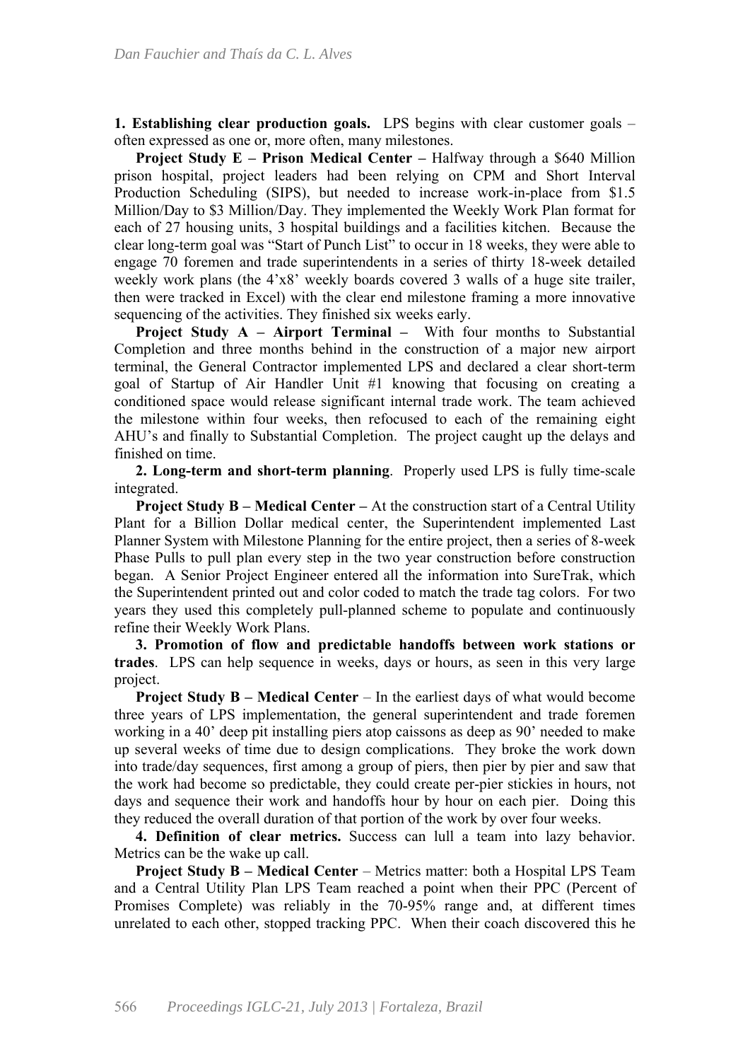**1. Establishing clear production goals.** LPS begins with clear customer goals – often expressed as one or, more often, many milestones.

**Project Study E – Prison Medical Center –** Halfway through a \$640 Million prison hospital, project leaders had been relying on CPM and Short Interval Production Scheduling (SIPS), but needed to increase work-in-place from \$1.5 Million/Day to \$3 Million/Day. They implemented the Weekly Work Plan format for each of 27 housing units, 3 hospital buildings and a facilities kitchen. Because the clear long-term goal was "Start of Punch List" to occur in 18 weeks, they were able to engage 70 foremen and trade superintendents in a series of thirty 18-week detailed weekly work plans (the 4'x8' weekly boards covered 3 walls of a huge site trailer, then were tracked in Excel) with the clear end milestone framing a more innovative sequencing of the activities. They finished six weeks early.

**Project Study A – Airport Terminal –** With four months to Substantial Completion and three months behind in the construction of a major new airport terminal, the General Contractor implemented LPS and declared a clear short-term goal of Startup of Air Handler Unit #1 knowing that focusing on creating a conditioned space would release significant internal trade work. The team achieved the milestone within four weeks, then refocused to each of the remaining eight AHU's and finally to Substantial Completion. The project caught up the delays and finished on time.

**2. Long-term and short-term planning**. Properly used LPS is fully time-scale integrated.

**Project Study B – Medical Center –** At the construction start of a Central Utility Plant for a Billion Dollar medical center, the Superintendent implemented Last Planner System with Milestone Planning for the entire project, then a series of 8-week Phase Pulls to pull plan every step in the two year construction before construction began. A Senior Project Engineer entered all the information into SureTrak, which the Superintendent printed out and color coded to match the trade tag colors. For two years they used this completely pull-planned scheme to populate and continuously refine their Weekly Work Plans.

**3. Promotion of flow and predictable handoffs between work stations or trades**. LPS can help sequence in weeks, days or hours, as seen in this very large project.

**Project Study B – Medical Center** – In the earliest days of what would become three years of LPS implementation, the general superintendent and trade foremen working in a 40' deep pit installing piers atop caissons as deep as 90' needed to make up several weeks of time due to design complications. They broke the work down into trade/day sequences, first among a group of piers, then pier by pier and saw that the work had become so predictable, they could create per-pier stickies in hours, not days and sequence their work and handoffs hour by hour on each pier. Doing this they reduced the overall duration of that portion of the work by over four weeks.

**4. Definition of clear metrics.** Success can lull a team into lazy behavior. Metrics can be the wake up call.

**Project Study B – Medical Center** – Metrics matter: both a Hospital LPS Team and a Central Utility Plan LPS Team reached a point when their PPC (Percent of Promises Complete) was reliably in the 70-95% range and, at different times unrelated to each other, stopped tracking PPC. When their coach discovered this he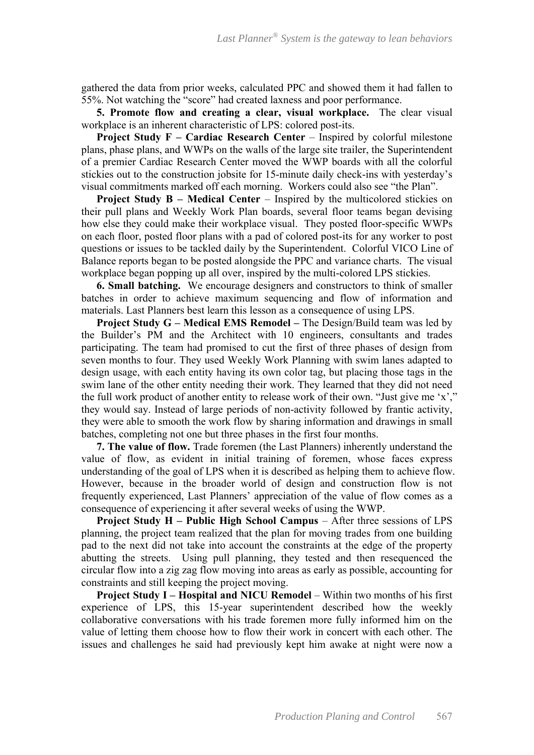gathered the data from prior weeks, calculated PPC and showed them it had fallen to 55%. Not watching the "score" had created laxness and poor performance.

**5. Promote flow and creating a clear, visual workplace.** The clear visual workplace is an inherent characteristic of LPS: colored post-its.

**Project Study F – Cardiac Research Center** – Inspired by colorful milestone plans, phase plans, and WWPs on the walls of the large site trailer, the Superintendent of a premier Cardiac Research Center moved the WWP boards with all the colorful stickies out to the construction jobsite for 15-minute daily check-ins with yesterday's visual commitments marked off each morning. Workers could also see "the Plan".

**Project Study B – Medical Center** – Inspired by the multicolored stickies on their pull plans and Weekly Work Plan boards, several floor teams began devising how else they could make their workplace visual. They posted floor-specific WWPs on each floor, posted floor plans with a pad of colored post-its for any worker to post questions or issues to be tackled daily by the Superintendent. Colorful VICO Line of Balance reports began to be posted alongside the PPC and variance charts. The visual workplace began popping up all over, inspired by the multi-colored LPS stickies.

**6. Small batching.** We encourage designers and constructors to think of smaller batches in order to achieve maximum sequencing and flow of information and materials. Last Planners best learn this lesson as a consequence of using LPS.

**Project Study G – Medical EMS Remodel –** The Design/Build team was led by the Builder's PM and the Architect with 10 engineers, consultants and trades participating. The team had promised to cut the first of three phases of design from seven months to four. They used Weekly Work Planning with swim lanes adapted to design usage, with each entity having its own color tag, but placing those tags in the swim lane of the other entity needing their work. They learned that they did not need the full work product of another entity to release work of their own. "Just give me 'x'," they would say. Instead of large periods of non-activity followed by frantic activity, they were able to smooth the work flow by sharing information and drawings in small batches, completing not one but three phases in the first four months.

**7. The value of flow.** Trade foremen (the Last Planners) inherently understand the value of flow, as evident in initial training of foremen, whose faces express understanding of the goal of LPS when it is described as helping them to achieve flow. However, because in the broader world of design and construction flow is not frequently experienced, Last Planners' appreciation of the value of flow comes as a consequence of experiencing it after several weeks of using the WWP.

**Project Study H – Public High School Campus** – After three sessions of LPS planning, the project team realized that the plan for moving trades from one building pad to the next did not take into account the constraints at the edge of the property abutting the streets. Using pull planning, they tested and then resequenced the circular flow into a zig zag flow moving into areas as early as possible, accounting for constraints and still keeping the project moving.

**Project Study I – Hospital and NICU Remodel** – Within two months of his first experience of LPS, this 15-year superintendent described how the weekly collaborative conversations with his trade foremen more fully informed him on the value of letting them choose how to flow their work in concert with each other. The issues and challenges he said had previously kept him awake at night were now a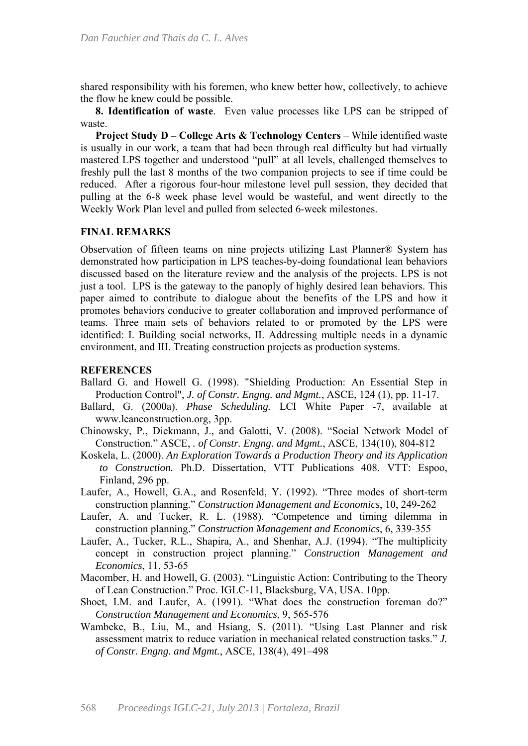shared responsibility with his foremen, who knew better how, collectively, to achieve the flow he knew could be possible.

**8. Identification of waste**. Even value processes like LPS can be stripped of waste.

**Project Study D – College Arts & Technology Centers** – While identified waste is usually in our work, a team that had been through real difficulty but had virtually mastered LPS together and understood "pull" at all levels, challenged themselves to freshly pull the last 8 months of the two companion projects to see if time could be reduced. After a rigorous four-hour milestone level pull session, they decided that pulling at the 6-8 week phase level would be wasteful, and went directly to the Weekly Work Plan level and pulled from selected 6-week milestones.

## FINAL REMARKS

Observation of fifteen teams on nine projects utilizing Last Planner® System has demonstrated how participation in LPS teaches-by-doing foundational lean behaviors discussed based on the literature review and the analysis of the projects. LPS is not just a tool. LPS is the gateway to the panoply of highly desired lean behaviors. This paper aimed to contribute to dialogue about the benefits of the LPS and how it promotes behaviors conducive to greater collaboration and improved performance of teams. Three main sets of behaviors related to or promoted by the LPS were identified: I. Building social networks, II. Addressing multiple needs in a dynamic environment, and III. Treating construction projects as production systems.

## REFERENCES

Ballard G. and Howell G. (1998). "Shielding Production: An Essential Step in Production Control", *J. of Constr. Engng. and Mgmt.*, ASCE, 124 (1), pp. 11-17.

Ballard, G. (2000a). *Phase Scheduling.* LCI White Paper -7, available at www.leanconstruction.org, 3pp.

Chinowsky, P., Diekmann, J., and Galotti, V. (2008). "Social Network Model of Construction." ASCE, *. of Constr. Engng. and Mgmt.*, ASCE, 134(10), 804-812

Koskela, L. (2000). *An Exploration Towards a Production Theory and its Application to Construction.* Ph.D. Dissertation, VTT Publications 408. VTT: Espoo, Finland, 296 pp.

Laufer, A., Howell, G.A., and Rosenfeld, Y. (1992). "Three modes of short-term construction planning." *Construction Management and Economics*, 10, 249-262

Laufer, A. and Tucker, R. L. (1988). "Competence and timing dilemma in construction planning." *Construction Management and Economics*, 6, 339-355

Laufer, A., Tucker, R.L., Shapira, A., and Shenhar, A.J. (1994). "The multiplicity concept in construction project planning." *Construction Management and Economics*, 11, 53-65

Macomber, H. and Howell, G. (2003). "Linguistic Action: Contributing to the Theory of Lean Construction." Proc. IGLC-11, Blacksburg, VA, USA. 10pp.

Shoet, I.M. and Laufer, A. (1991). "What does the construction foreman do?" *Construction Management and Economics*, 9, 565-576

Wambeke, B., Liu, M., and Hsiang, S. (2011). "Using Last Planner and risk assessment matrix to reduce variation in mechanical related construction tasks." *J. of Constr. Engng. and Mgmt.*, ASCE, 138(4), 491–498